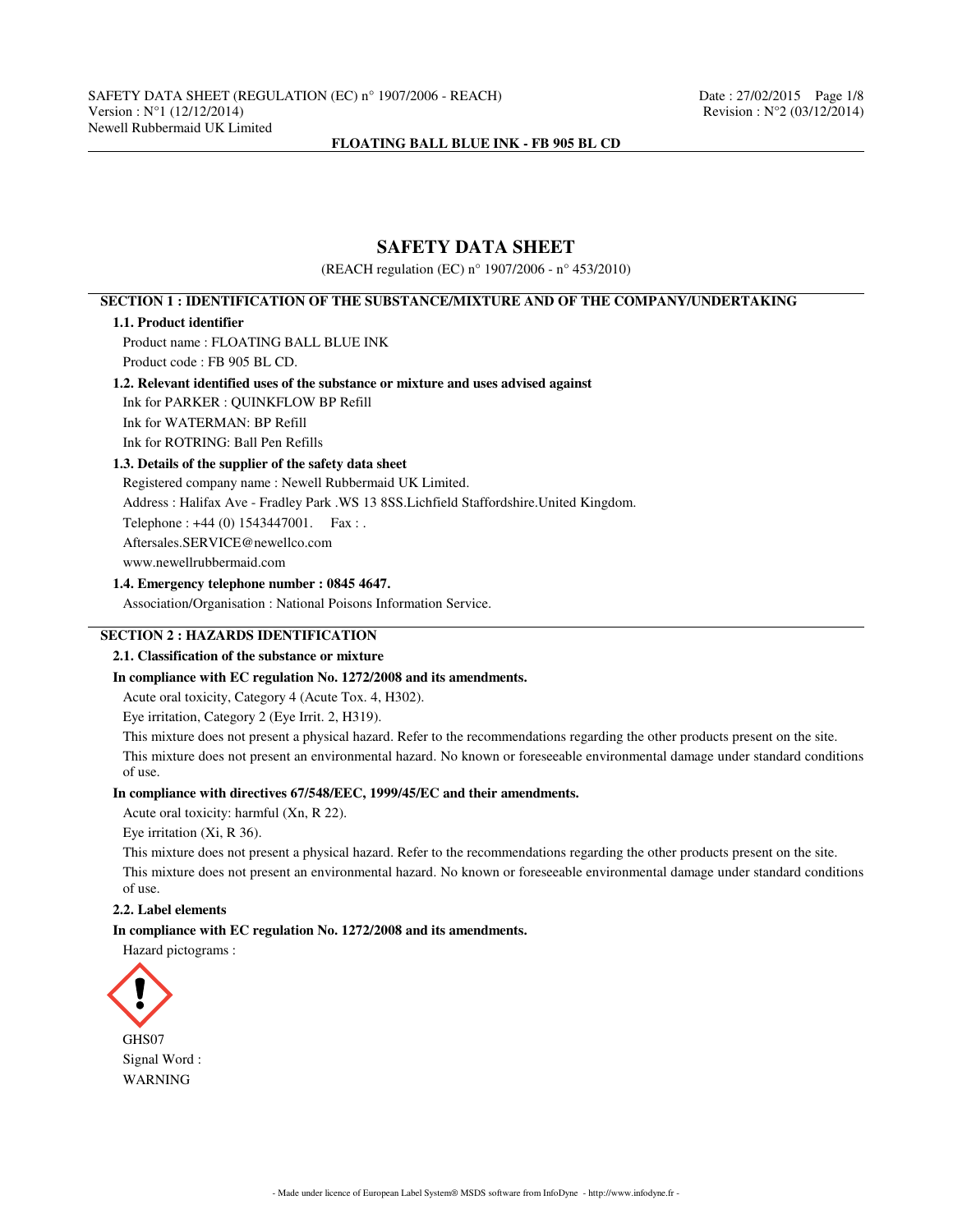SAFETY DATA SHEET (REGULATION (EC) n° 1907/2006 - REACH)
Version : N°1 (12/12/2014)
Newell Rubbermaid UK Limited

Date : 27/02/2015
Revision : N°2 (03/12/2014)

**FLOATING BALL BLUE INK - FB 905 BL CD**

# SAFETY DATA SHEET

(REACH regulation (EC) n° 1907/2006 - n° 453/2010)

## SECTION 1 : IDENTIFICATION OF THE SUBSTANCE/MIXTURE AND OF THE COMPANY/UNDERTAKING

### 1.1. Product identifier

Product name : FLOATING BALL BLUE INK

Product code : FB 905 BL CD.

### 1.2. Relevant identified uses of the substance or mixture and uses advised against

Ink for PARKER : QUINKFLOW BP Refill

Ink for WATERMAN: BP Refill

Ink for ROTRING: Ball Pen Refills

### 1.3. Details of the supplier of the safety data sheet

Registered company name : Newell Rubbermaid UK Limited.

Address : Halifax Ave - Fradley Park .WS 13 8SS.Lichfield Staffordshire.United Kingdom.

Telephone : +44 (0) 1543447001. Fax : .

Aftersales.SERVICE@newellco.com

www.newellrubbermaid.com

### 1.4. Emergency telephone number : 0845 4647.

Association/Organisation : National Poisons Information Service.

## SECTION 2 : HAZARDS IDENTIFICATION

### 2.1. Classification of the substance or mixture

**In compliance with EC regulation No. 1272/2008 and its amendments.**

Acute oral toxicity, Category 4 (Acute Tox. 4, H302).

Eye irritation, Category 2 (Eye Irrit. 2, H319).

This mixture does not present a physical hazard. Refer to the recommendations regarding the other products present on the site.

This mixture does not present an environmental hazard. No known or foreseeable environmental damage under standard conditions of use.

**In compliance with directives 67/548/EEC, 1999/45/EC and their amendments.**

Acute oral toxicity: harmful (Xn, R 22).

Eye irritation (Xi, R 36).

This mixture does not present a physical hazard. Refer to the recommendations regarding the other products present on the site.

This mixture does not present an environmental hazard. No known or foreseeable environmental damage under standard conditions of use.

### 2.2. Label elements

**In compliance with EC regulation No. 1272/2008 and its amendments.**

Hazard pictograms :

GHS07

Signal Word :

WARNING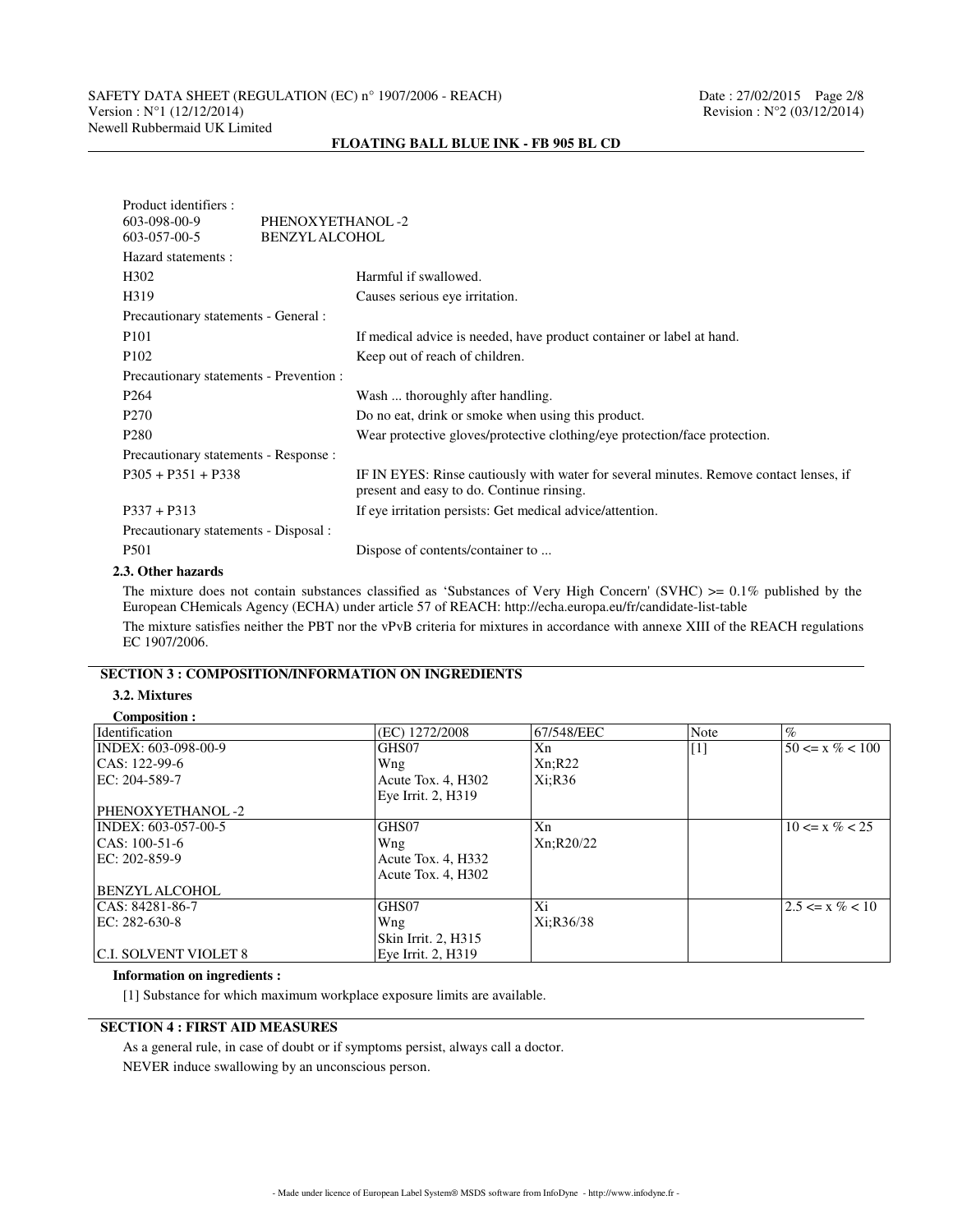Product identifiers :

| | |
|---|---|
| 603-098-00-9 | PHENOXYETHANOL-2 |
| 603-057-00-5 | BENZYL ALCOHOL |

Hazard statements :

| | |
|---|---|
| H302 | Harmful if swallowed. |
| H319 | Causes serious eye irritation. |

Precautionary statements - General :

| | |
|---|---|
| P101 | If medical advice is needed, have product container or label at hand. |
| P102 | Keep out of reach of children. |

Precautionary statements - Prevention :

| | |
|---|---|
| P264 | Wash ... thoroughly after handling. |
| P270 | Do no eat, drink or smoke when using this product. |
| P280 | Wear protective gloves/protective clothing/eye protection/face protection. |

Precautionary statements - Response :

| | |
|---|---|
| P305 + P351 + P338 | IF IN EYES: Rinse cautiously with water for several minutes. Remove contact lenses, if present and easy to do. Continue rinsing. |
| P337 + P313 | If eye irritation persists: Get medical advice/attention. |

Precautionary statements - Disposal :

| | |
|---|---|
| P501 | Dispose of contents/container to ... |

### 2.3. Other hazards

The mixture does not contain substances classified as 'Substances of Very High Concern' (SVHC) >= 0.1% published by the European CHemicals Agency (ECHA) under article 57 of REACH: http://echa.europa.eu/fr/candidate-list-table

The mixture satisfies neither the PBT nor the vPvB criteria for mixtures in accordance with annexe XIII of the REACH regulations EC 1907/2006.

## SECTION 3 : COMPOSITION/INFORMATION ON INGREDIENTS

### 3.2. Mixtures

**Composition :**

| Identification | (EC) 1272/2008 | 67/548/EEC | Note | % |
|---|---|---|---|---|
| INDEX: 603-098-00-9<br>CAS: 122-99-6<br>EC: 204-589-7<br><br>PHENOXYETHANOL-2 | GHS07<br>Wng<br>Acute Tox. 4, H302<br>Eye Irrit. 2, H319 | Xn<br>Xn;R22<br>Xi;R36 | [1] | 50 <= x % < 100 |
| INDEX: 603-057-00-5<br>CAS: 100-51-6<br>EC: 202-859-9<br><br>BENZYL ALCOHOL | GHS07<br>Wng<br>Acute Tox. 4, H332<br>Acute Tox. 4, H302 | Xn<br>Xn;R20/22 | | 10 <= x % < 25 |
| CAS: 84281-86-7<br>EC: 282-630-8<br><br>C.I. SOLVENT VIOLET 8 | GHS07<br>Wng<br>Skin Irrit. 2, H315<br>Eye Irrit. 2, H319 | Xi<br>Xi;R36/38 | | 2.5 <= x % < 10 |

**Information on ingredients :**

[1] Substance for which maximum workplace exposure limits are available.

## SECTION 4 : FIRST AID MEASURES

As a general rule, in case of doubt or if symptoms persist, always call a doctor.

NEVER induce swallowing by an unconscious person.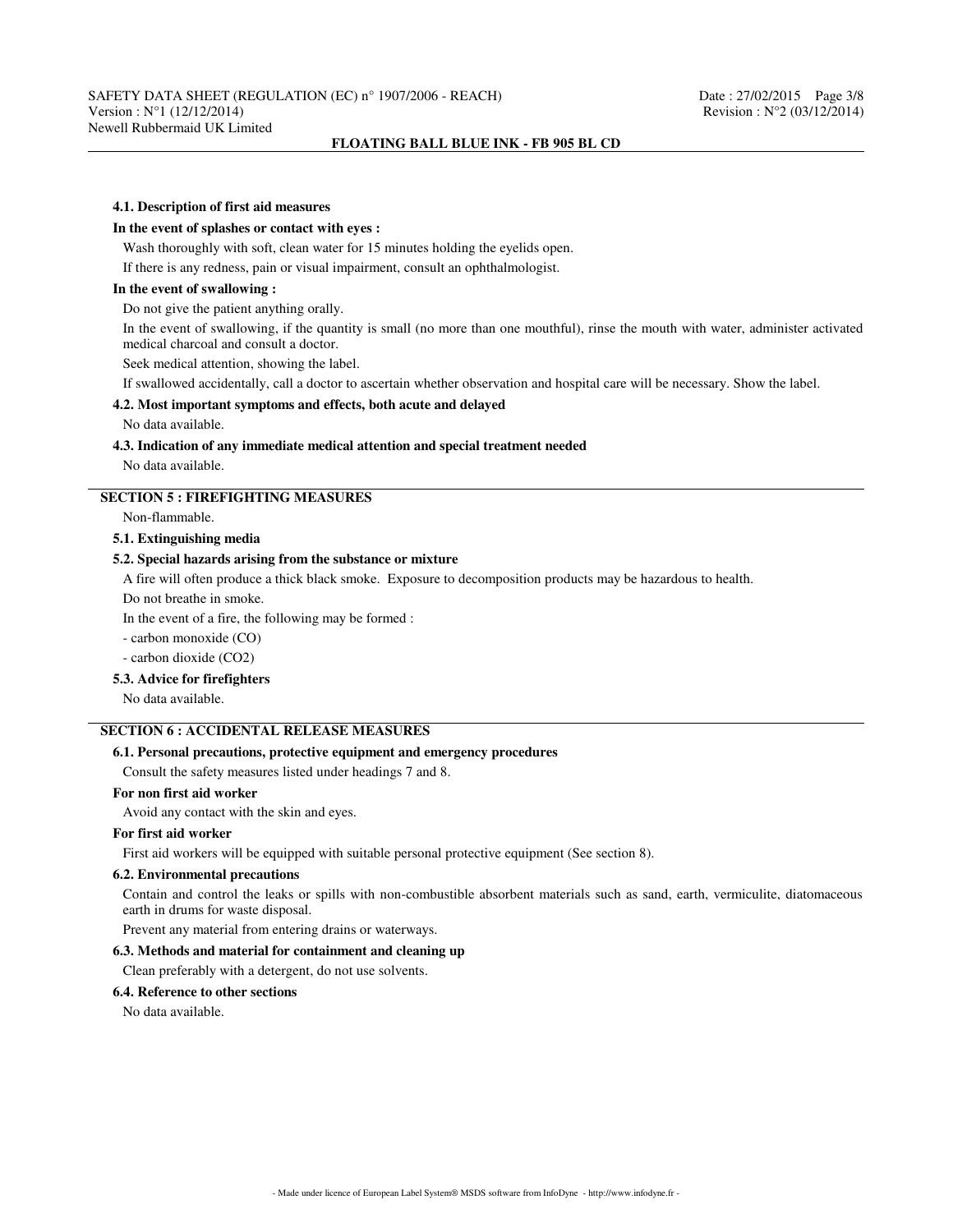#### 4.1. Description of first aid measures

**In the event of splashes or contact with eyes :**

Wash thoroughly with soft, clean water for 15 minutes holding the eyelids open.

If there is any redness, pain or visual impairment, consult an ophthalmologist.

**In the event of swallowing :**

Do not give the patient anything orally.

In the event of swallowing, if the quantity is small (no more than one mouthful), rinse the mouth with water, administer activated medical charcoal and consult a doctor.

Seek medical attention, showing the label.

If swallowed accidentally, call a doctor to ascertain whether observation and hospital care will be necessary. Show the label.

#### 4.2. Most important symptoms and effects, both acute and delayed

No data available.

#### 4.3. Indication of any immediate medical attention and special treatment needed

No data available.

## SECTION 5 : FIREFIGHTING MEASURES

Non-flammable.

#### 5.1. Extinguishing media

#### 5.2. Special hazards arising from the substance or mixture

A fire will often produce a thick black smoke. Exposure to decomposition products may be hazardous to health.

Do not breathe in smoke.

In the event of a fire, the following may be formed :

- carbon monoxide (CO)
- carbon dioxide ($CO_2$)

#### 5.3. Advice for firefighters

No data available.

## SECTION 6 : ACCIDENTAL RELEASE MEASURES

#### 6.1. Personal precautions, protective equipment and emergency procedures

Consult the safety measures listed under headings 7 and 8.

**For non first aid worker**

Avoid any contact with the skin and eyes.

**For first aid worker**

First aid workers will be equipped with suitable personal protective equipment (See section 8).

#### 6.2. Environmental precautions

Contain and control the leaks or spills with non-combustible absorbent materials such as sand, earth, vermiculite, diatomaceous earth in drums for waste disposal.

Prevent any material from entering drains or waterways.

#### 6.3. Methods and material for containment and cleaning up

Clean preferably with a detergent, do not use solvents.

#### 6.4. Reference to other sections

No data available.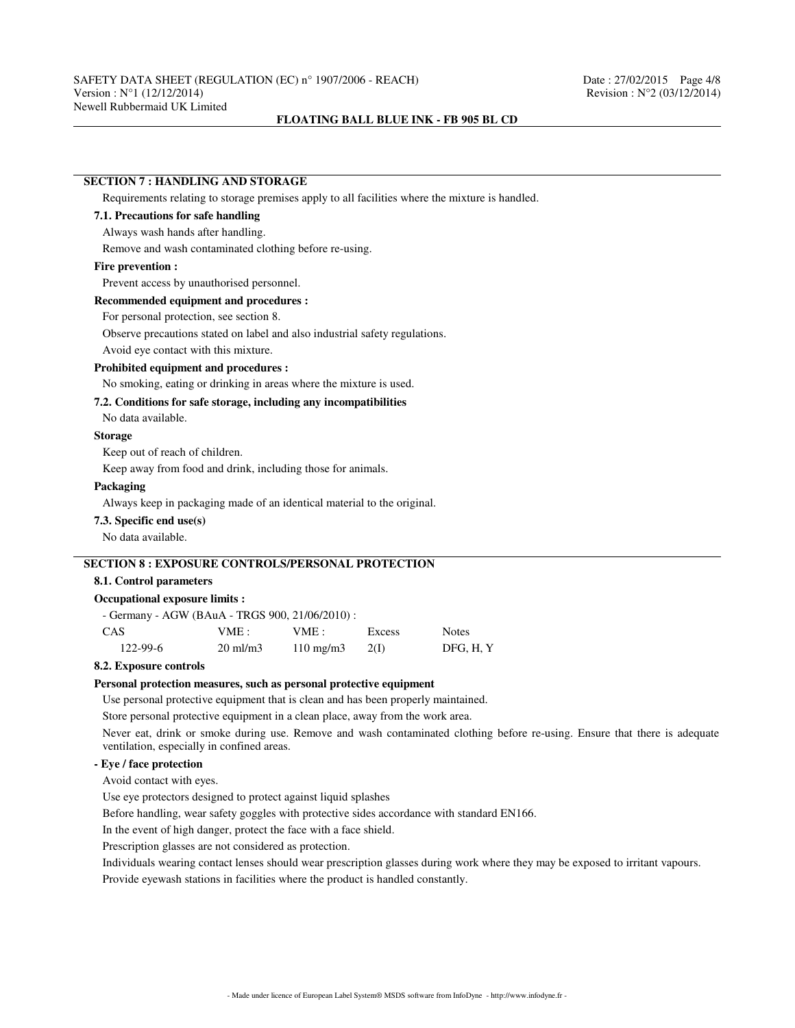## SECTION 7 : HANDLING AND STORAGE

Requirements relating to storage premises apply to all facilities where the mixture is handled.

### 7.1. Precautions for safe handling

Always wash hands after handling.

Remove and wash contaminated clothing before re-using.

**Fire prevention :**

Prevent access by unauthorised personnel.

**Recommended equipment and procedures :**

For personal protection, see section 8.

Observe precautions stated on label and also industrial safety regulations.

Avoid eye contact with this mixture.

**Prohibited equipment and procedures :**

No smoking, eating or drinking in areas where the mixture is used.

### 7.2. Conditions for safe storage, including any incompatibilities

No data available.

**Storage**

Keep out of reach of children.

Keep away from food and drink, including those for animals.

**Packaging**

Always keep in packaging made of an identical material to the original.

### 7.3. Specific end use(s)

No data available.

## SECTION 8 : EXPOSURE CONTROLS/PERSONAL PROTECTION

### 8.1. Control parameters

**Occupational exposure limits :**

- Germany - AGW (BAuA - TRGS 900, 21/06/2010) :

| CAS | VME : | VME : | Excess | Notes |
|---|---|---|---|---|
| 122-99-6 | 20 ml/m3 | 110 mg/m3 | 2(I) | DFG, H, Y |

### 8.2. Exposure controls

**Personal protection measures, such as personal protective equipment**

Use personal protective equipment that is clean and has been properly maintained.

Store personal protective equipment in a clean place, away from the work area.

Never eat, drink or smoke during use. Remove and wash contaminated clothing before re-using. Ensure that there is adequate ventilation, especially in confined areas.

**- Eye / face protection**

Avoid contact with eyes.

Use eye protectors designed to protect against liquid splashes

Before handling, wear safety goggles with protective sides accordance with standard EN166.

In the event of high danger, protect the face with a face shield.

Prescription glasses are not considered as protection.

Individuals wearing contact lenses should wear prescription glasses during work where they may be exposed to irritant vapours.

Provide eyewash stations in facilities where the product is handled constantly.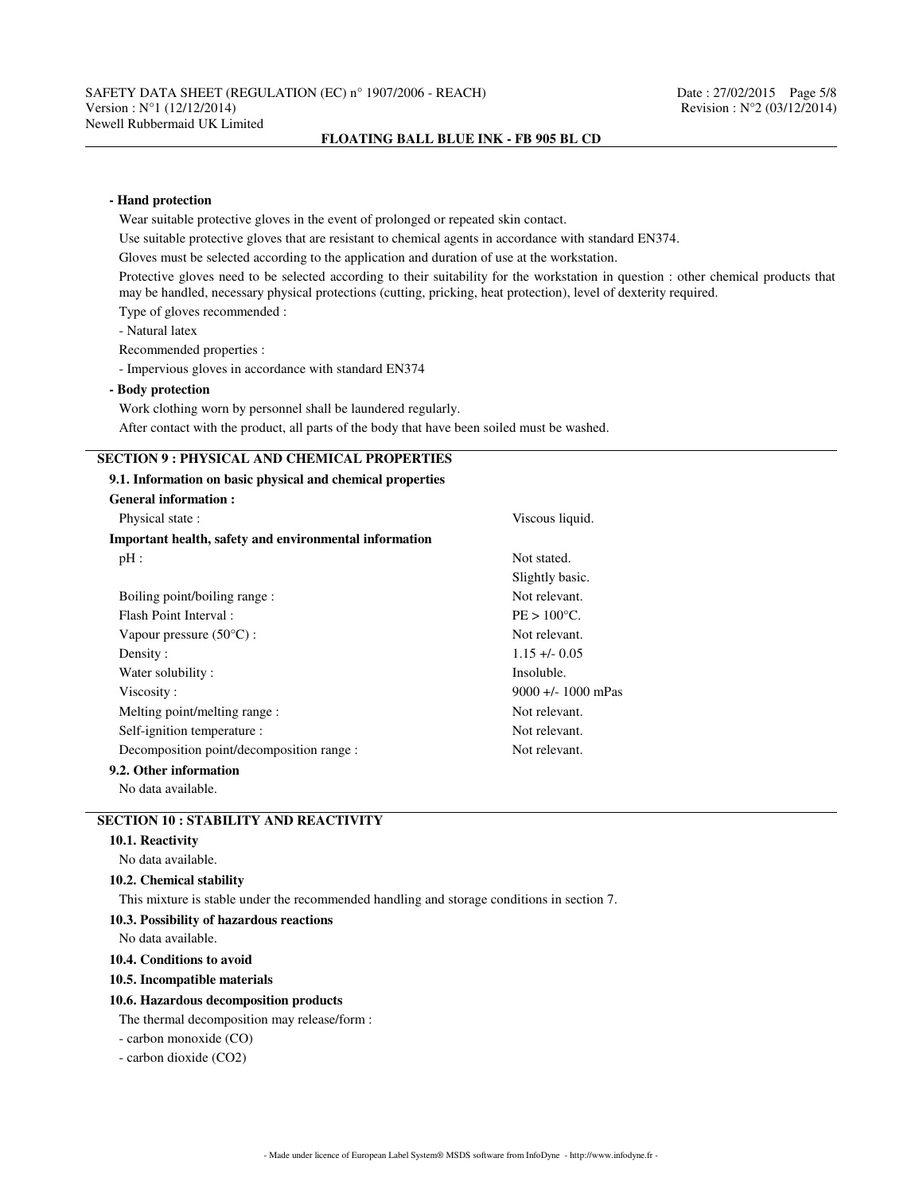**- Hand protection**

Wear suitable protective gloves in the event of prolonged or repeated skin contact.

Use suitable protective gloves that are resistant to chemical agents in accordance with standard EN374.

Gloves must be selected according to the application and duration of use at the workstation.

Protective gloves need to be selected according to their suitability for the workstation in question : other chemical products that may be handled, necessary physical protections (cutting, pricking, heat protection), level of dexterity required.

Type of gloves recommended :

- Natural latex

Recommended properties :

- Impervious gloves in accordance with standard EN374

**- Body protection**

Work clothing worn by personnel shall be laundered regularly.

After contact with the product, all parts of the body that have been soiled must be washed.

## SECTION 9 : PHYSICAL AND CHEMICAL PROPERTIES

### 9.1. Information on basic physical and chemical properties

**General information :**

| | |
|---|---|
| Physical state : | Viscous liquid. |

**Important health, safety and environmental information**

| | |
|---|---|
| pH : | Not stated. |
| | Slightly basic. |
| Boiling point/boiling range : | Not relevant. |
| Flash Point Interval : | PE > 100°C. |
| Vapour pressure (50°C) : | Not relevant. |
| Density : | 1.15 +/- 0.05 |
| Water solubility : | Insoluble. |
| Viscosity : | 9000 +/- 1000 mPas |
| Melting point/melting range : | Not relevant. |
| Self-ignition temperature : | Not relevant. |
| Decomposition point/decomposition range : | Not relevant. |

### 9.2. Other information

No data available.

## SECTION 10 : STABILITY AND REACTIVITY

### 10.1. Reactivity

No data available.

### 10.2. Chemical stability

This mixture is stable under the recommended handling and storage conditions in section 7.

### 10.3. Possibility of hazardous reactions

No data available.

### 10.4. Conditions to avoid

### 10.5. Incompatible materials

### 10.6. Hazardous decomposition products

The thermal decomposition may release/form :

- carbon monoxide (CO)
- carbon dioxide ($CO_2$)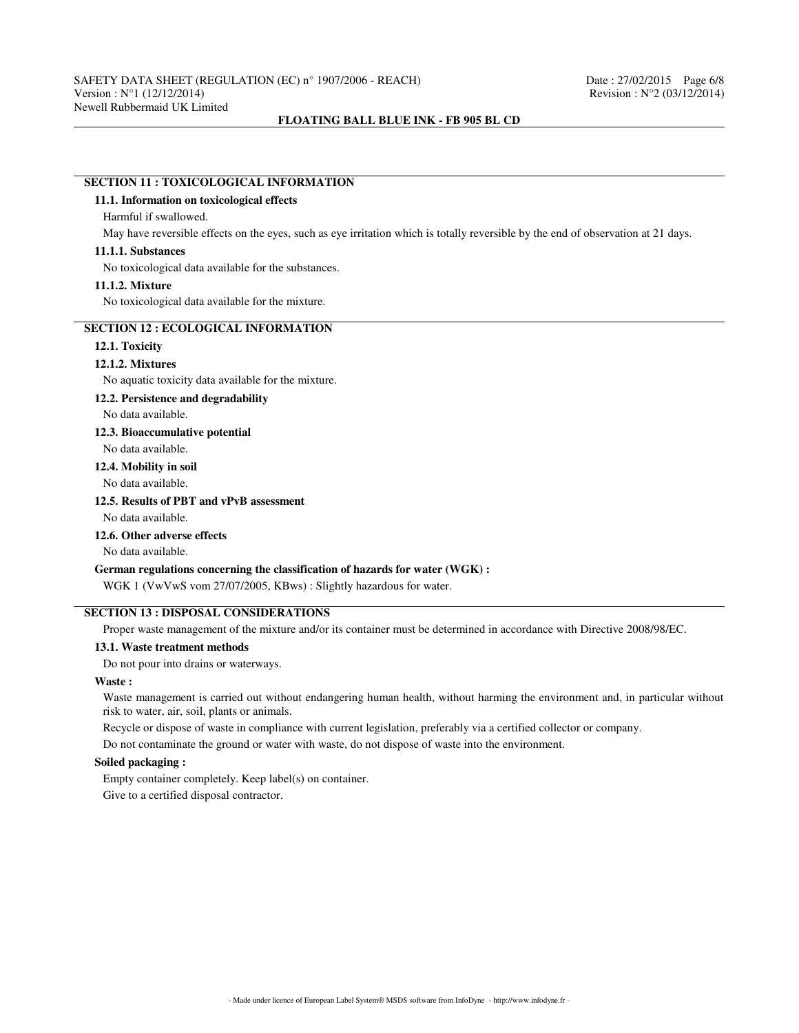## SECTION 11 : TOXICOLOGICAL INFORMATION

### 11.1. Information on toxicological effects

Harmful if swallowed.

May have reversible effects on the eyes, such as eye irritation which is totally reversible by the end of observation at 21 days.

#### 11.1.1. Substances

No toxicological data available for the substances.

#### 11.1.2. Mixture

No toxicological data available for the mixture.

## SECTION 12 : ECOLOGICAL INFORMATION

### 12.1. Toxicity

#### 12.1.2. Mixtures

No aquatic toxicity data available for the mixture.

### 12.2. Persistence and degradability

No data available.

### 12.3. Bioaccumulative potential

No data available.

### 12.4. Mobility in soil

No data available.

### 12.5. Results of PBT and vPvB assessment

No data available.

### 12.6. Other adverse effects

No data available.

**German regulations concerning the classification of hazards for water (WGK) :**

WGK 1 (VwVwS vom 27/07/2005, KBws) : Slightly hazardous for water.

## SECTION 13 : DISPOSAL CONSIDERATIONS

Proper waste management of the mixture and/or its container must be determined in accordance with Directive 2008/98/EC.

### 13.1. Waste treatment methods

Do not pour into drains or waterways.

**Waste :**

Waste management is carried out without endangering human health, without harming the environment and, in particular without risk to water, air, soil, plants or animals.

Recycle or dispose of waste in compliance with current legislation, preferably via a certified collector or company.

Do not contaminate the ground or water with waste, do not dispose of waste into the environment.

**Soiled packaging :**

Empty container completely. Keep label(s) on container.

Give to a certified disposal contractor.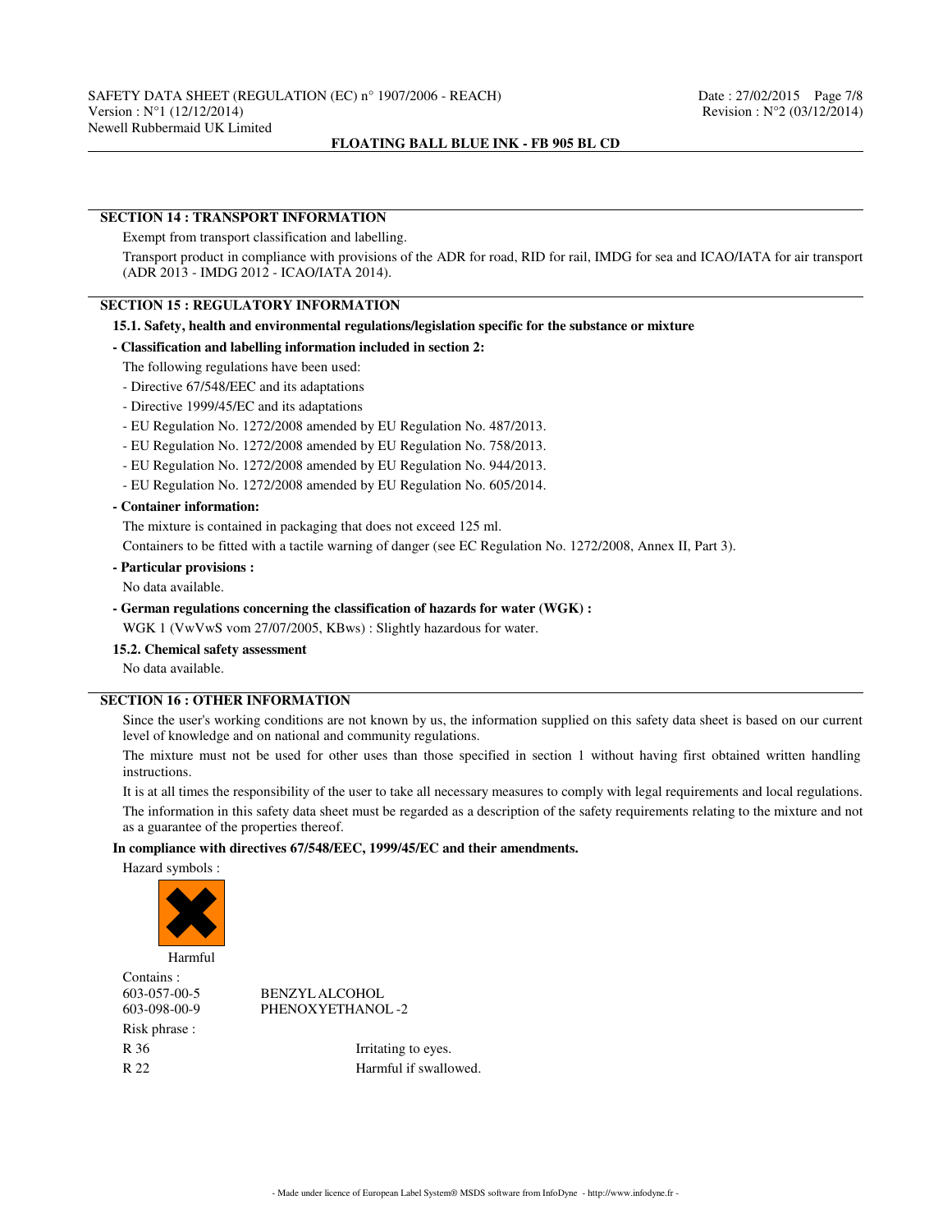## SECTION 14 : TRANSPORT INFORMATION

Exempt from transport classification and labelling.

Transport product in compliance with provisions of the ADR for road, RID for rail, IMDG for sea and ICAO/IATA for air transport (ADR 2013 - IMDG 2012 - ICAO/IATA 2014).

## SECTION 15 : REGULATORY INFORMATION

### 15.1. Safety, health and environmental regulations/legislation specific for the substance or mixture

**- Classification and labelling information included in section 2:**

The following regulations have been used:

- Directive 67/548/EEC and its adaptations
- Directive 1999/45/EC and its adaptations
- EU Regulation No. 1272/2008 amended by EU Regulation No. 487/2013.
- EU Regulation No. 1272/2008 amended by EU Regulation No. 758/2013.
- EU Regulation No. 1272/2008 amended by EU Regulation No. 944/2013.
- EU Regulation No. 1272/2008 amended by EU Regulation No. 605/2014.

**- Container information:**

The mixture is contained in packaging that does not exceed 125 ml.

Containers to be fitted with a tactile warning of danger (see EC Regulation No. 1272/2008, Annex II, Part 3).

**- Particular provisions :**

No data available.

**- German regulations concerning the classification of hazards for water (WGK) :**

WGK 1 (VwVwS vom 27/07/2005, KBws) : Slightly hazardous for water.

### 15.2. Chemical safety assessment

No data available.

## SECTION 16 : OTHER INFORMATION

Since the user's working conditions are not known by us, the information supplied on this safety data sheet is based on our current level of knowledge and on national and community regulations.

The mixture must not be used for other uses than those specified in section 1 without having first obtained written handling instructions.

It is at all times the responsibility of the user to take all necessary measures to comply with legal requirements and local regulations.

The information in this safety data sheet must be regarded as a description of the safety requirements relating to the mixture and not as a guarantee of the properties thereof.

**In compliance with directives 67/548/EEC, 1999/45/EC and their amendments.**

Hazard symbols :

Harmful

Contains :

| | |
|---|---|
| 603-057-00-5 | BENZYL ALCOHOL |
| 603-098-00-9 | PHENOXYETHANOL-2 |

Risk phrase :

| | |
|---|---|
| R 36 | Irritating to eyes. |
| R 22 | Harmful if swallowed. |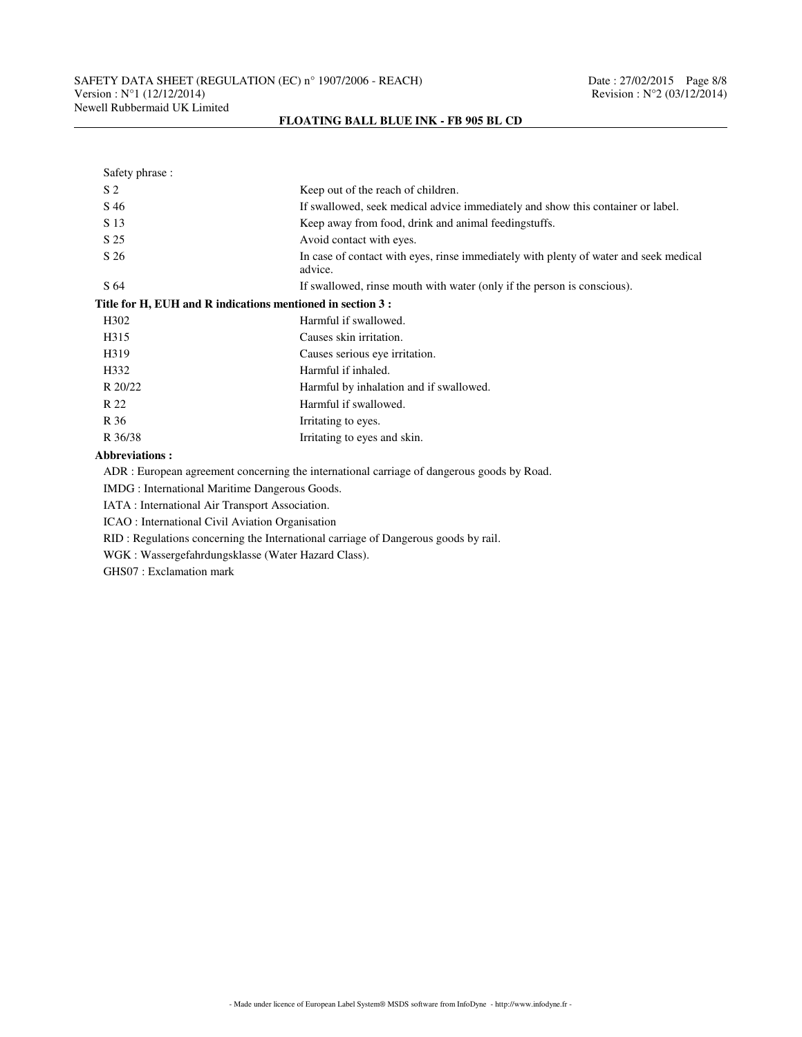Safety phrase :

| | |
|---|---|
| S 2 | Keep out of the reach of children. |
| S 46 | If swallowed, seek medical advice immediately and show this container or label. |
| S 13 | Keep away from food, drink and animal feedingstuffs. |
| S 25 | Avoid contact with eyes. |
| S 26 | In case of contact with eyes, rinse immediately with plenty of water and seek medical advice. |
| S 64 | If swallowed, rinse mouth with water (only if the person is conscious). |

**Title for H, EUH and R indications mentioned in section 3 :**

| | |
|---|---|
| H302 | Harmful if swallowed. |
| H315 | Causes skin irritation. |
| H319 | Causes serious eye irritation. |
| H332 | Harmful if inhaled. |
| R 20/22 | Harmful by inhalation and if swallowed. |
| R 22 | Harmful if swallowed. |
| R 36 | Irritating to eyes. |
| R 36/38 | Irritating to eyes and skin. |

**Abbreviations :**

ADR : European agreement concerning the international carriage of dangerous goods by Road.

IMDG : International Maritime Dangerous Goods.

IATA : International Air Transport Association.

ICAO : International Civil Aviation Organisation

RID : Regulations concerning the International carriage of Dangerous goods by rail.

WGK : Wassergefahrdungsklasse (Water Hazard Class).

GHS07 : Exclamation mark